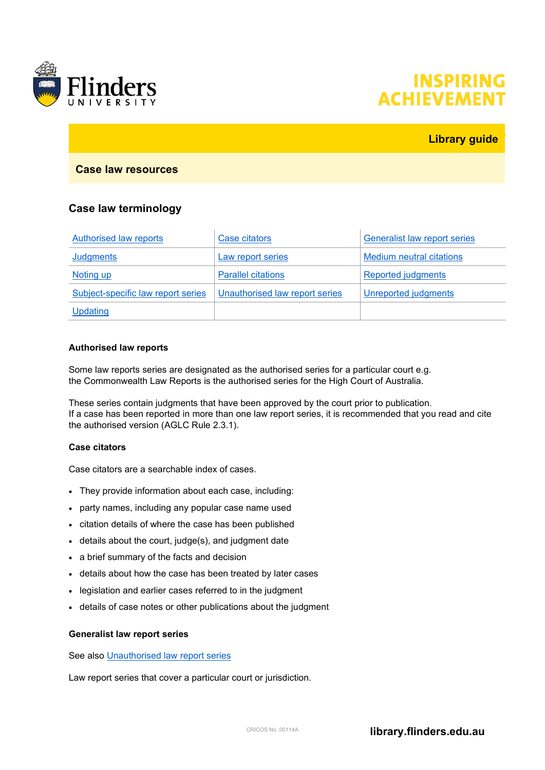Library guide

## Case law resources

### Case law terminology

| Authorised law reports | Case citators | Generalist law report series |
|---|---|---|
| Judgments | Law report series | Medium neutral citations |
| Noting up | Parallel citations | Reported judgments |
| Subject-specific law report series | Unauthorised law report series | Unreported judgments |
| Updating | | |

#### Authorised law reports

Some law reports series are designated as the authorised series for a particular court e.g. the Commonwealth Law Reports is the authorised series for the High Court of Australia.

These series contain judgments that have been approved by the court prior to publication. If a case has been reported in more than one law report series, it is recommended that you read and cite the authorised version (AGLC Rule 2.3.1).

#### Case citators

Case citators are a searchable index of cases.

- They provide information about each case, including:
- party names, including any popular case name used
- citation details of where the case has been published
- details about the court, judge(s), and judgment date
- a brief summary of the facts and decision
- details about how the case has been treated by later cases
- legislation and earlier cases referred to in the judgment
- details of case notes or other publications about the judgment

#### Generalist law report series

See also Unauthorised law report series

Law report series that cover a particular court or jurisdiction.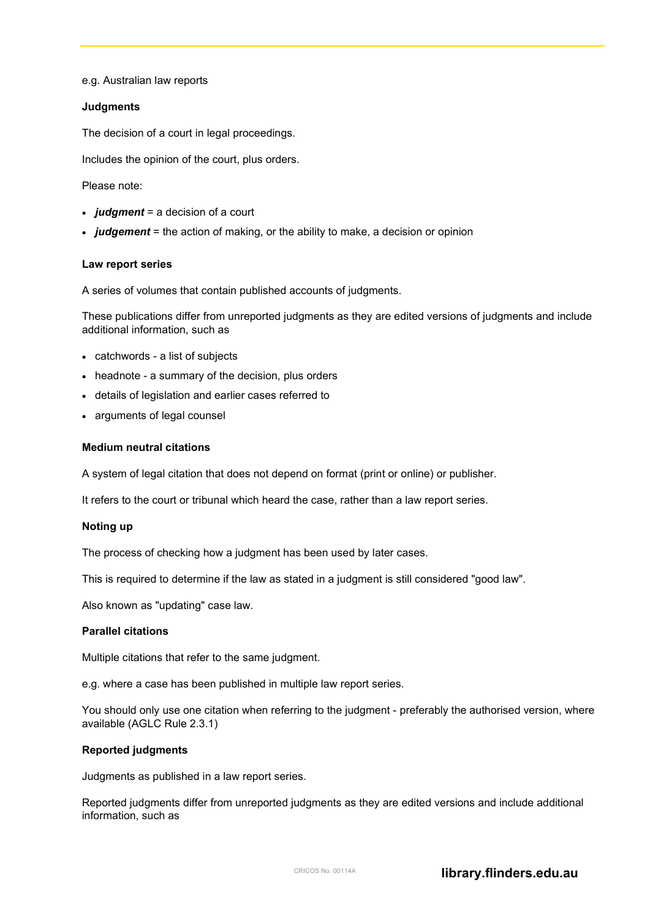e.g. Australian law reports

**Judgments**

The decision of a court in legal proceedings.

Includes the opinion of the court, plus orders.

Please note:

- ***judgment*** = a decision of a court
- ***judgement*** = the action of making, or the ability to make, a decision or opinion

**Law report series**

A series of volumes that contain published accounts of judgments.

These publications differ from unreported judgments as they are edited versions of judgments and include additional information, such as

- catchwords - a list of subjects
- headnote - a summary of the decision, plus orders
- details of legislation and earlier cases referred to
- arguments of legal counsel

**Medium neutral citations**

A system of legal citation that does not depend on format (print or online) or publisher.

It refers to the court or tribunal which heard the case, rather than a law report series.

**Noting up**

The process of checking how a judgment has been used by later cases.

This is required to determine if the law as stated in a judgment is still considered "good law".

Also known as "updating" case law.

**Parallel citations**

Multiple citations that refer to the same judgment.

e.g. where a case has been published in multiple law report series.

You should only use one citation when referring to the judgment - preferably the authorised version, where available (AGLC Rule 2.3.1)

**Reported judgments**

Judgments as published in a law report series.

Reported judgments differ from unreported judgments as they are edited versions and include additional information, such as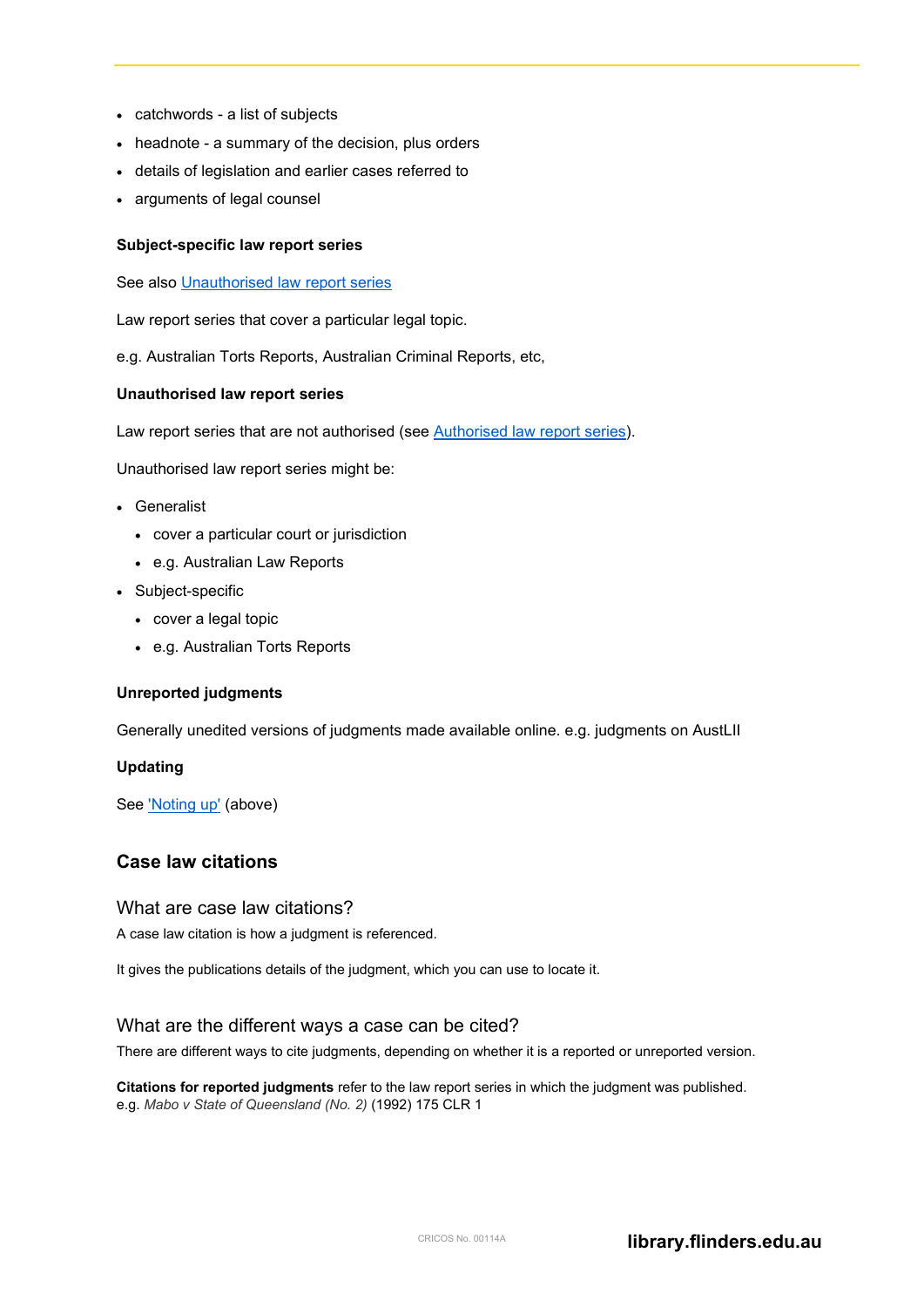- catchwords - a list of subjects
- headnote - a summary of the decision, plus orders
- details of legislation and earlier cases referred to
- arguments of legal counsel

**Subject-specific law report series**

See also Unauthorised law report series

Law report series that cover a particular legal topic.

e.g. Australian Torts Reports, Australian Criminal Reports, etc,

**Unauthorised law report series**

Law report series that are not authorised (see Authorised law report series).

Unauthorised law report series might be:

- Generalist
  - cover a particular court or jurisdiction
  - e.g. Australian Law Reports
- Subject-specific
  - cover a legal topic
  - e.g. Australian Torts Reports

**Unreported judgments**

Generally unedited versions of judgments made available online. e.g. judgments on AustLII

**Updating**

See 'Noting up' (above)

## Case law citations

### What are case law citations?

A case law citation is how a judgment is referenced.

It gives the publications details of the judgment, which you can use to locate it.

### What are the different ways a case can be cited?

There are different ways to cite judgments, depending on whether it is a reported or unreported version.

**Citations for reported judgments** refer to the law report series in which the judgment was published.
e.g. *Mabo v State of Queensland (No. 2)* (1992) 175 CLR 1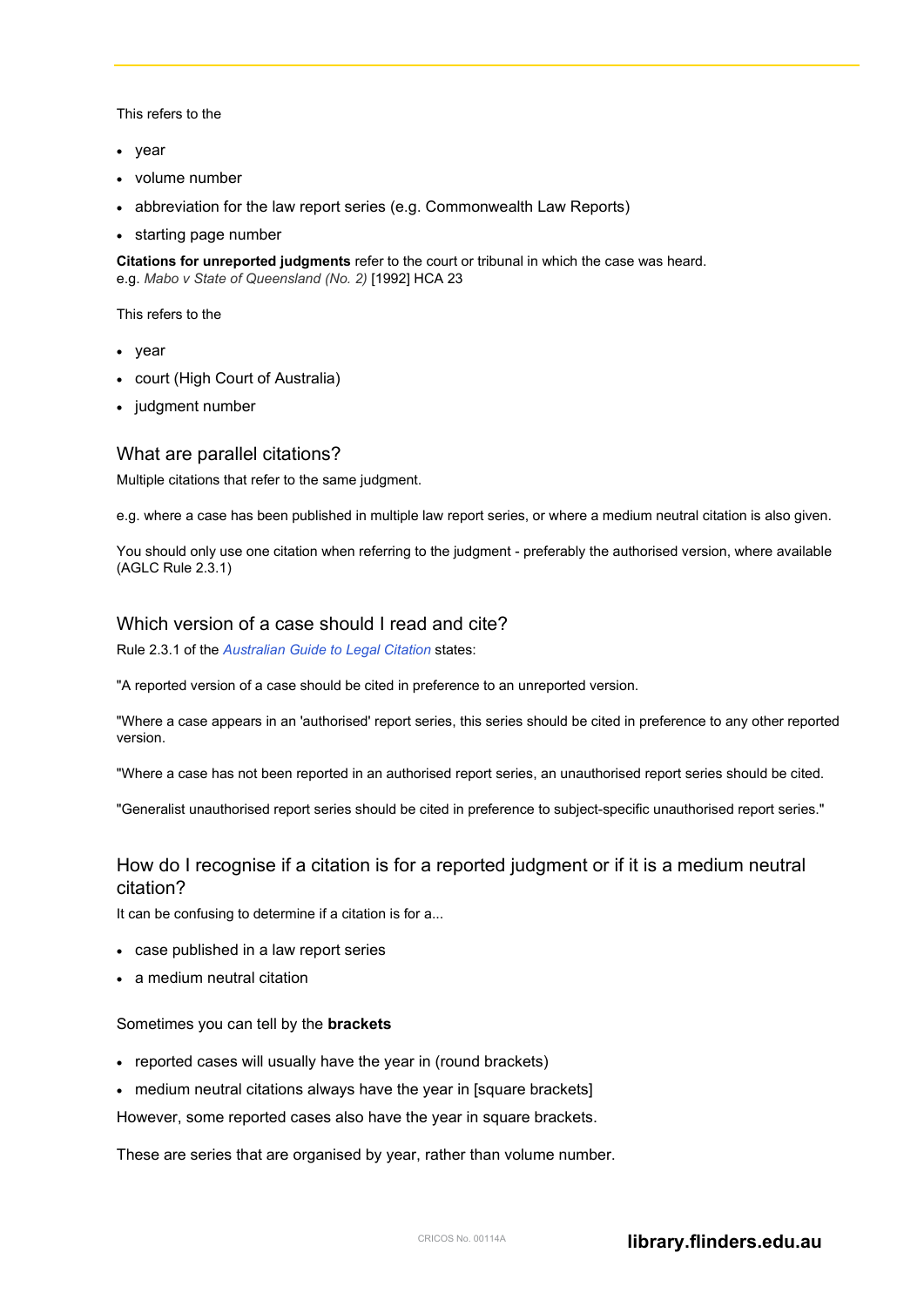This refers to the

- year
- volume number
- abbreviation for the law report series (e.g. Commonwealth Law Reports)
- starting page number

**Citations for unreported judgments** refer to the court or tribunal in which the case was heard.
e.g. *Mabo v State of Queensland (No. 2)* [1992] HCA 23

This refers to the

- year
- court (High Court of Australia)
- judgment number

## What are parallel citations?

Multiple citations that refer to the same judgment.

e.g. where a case has been published in multiple law report series, or where a medium neutral citation is also given.

You should only use one citation when referring to the judgment - preferably the authorised version, where available (AGLC Rule 2.3.1)

## Which version of a case should I read and cite?

Rule 2.3.1 of the *Australian Guide to Legal Citation* states:

"A reported version of a case should be cited in preference to an unreported version.

"Where a case appears in an 'authorised' report series, this series should be cited in preference to any other reported version.

"Where a case has not been reported in an authorised report series, an unauthorised report series should be cited.

"Generalist unauthorised report series should be cited in preference to subject-specific unauthorised report series."

## How do I recognise if a citation is for a reported judgment or if it is a medium neutral citation?

It can be confusing to determine if a citation is for a...

- case published in a law report series
- a medium neutral citation

Sometimes you can tell by the **brackets**

- reported cases will usually have the year in (round brackets)
- medium neutral citations always have the year in [square brackets]

However, some reported cases also have the year in square brackets.

These are series that are organised by year, rather than volume number.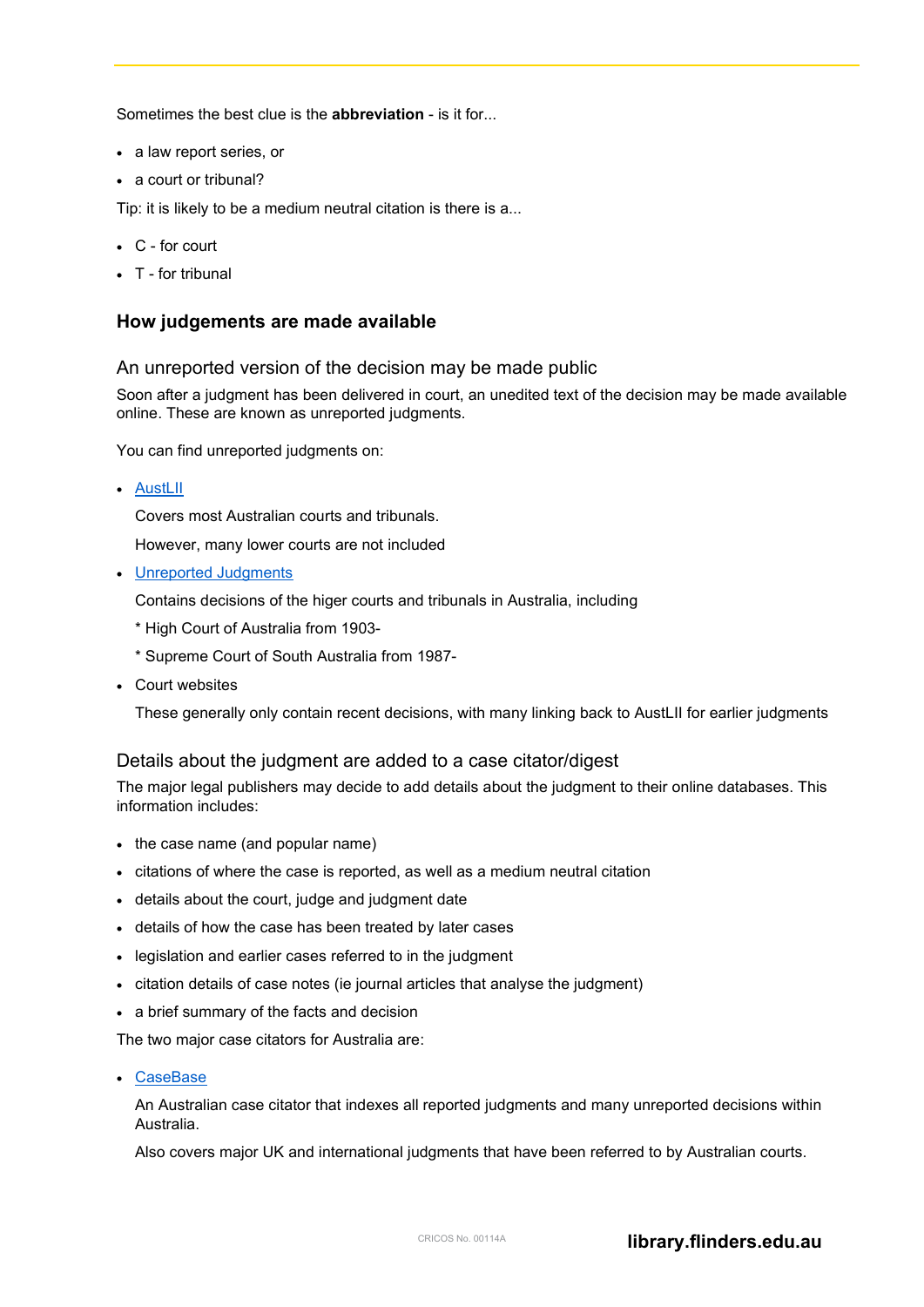Sometimes the best clue is the **abbreviation** - is it for...

- a law report series, or
- a court or tribunal?

Tip: it is likely to be a medium neutral citation is there is a...

- C - for court
- T - for tribunal

### How judgements are made available

#### An unreported version of the decision may be made public

Soon after a judgment has been delivered in court, an unedited text of the decision may be made available online. These are known as unreported judgments.

You can find unreported judgments on:

- AustLII

  Covers most Australian courts and tribunals.

  However, many lower courts are not included

- Unreported Judgments

  Contains decisions of the higer courts and tribunals in Australia, including

  * High Court of Australia from 1903-

  * Supreme Court of South Australia from 1987-

- Court websites

  These generally only contain recent decisions, with many linking back to AustLII for earlier judgments

#### Details about the judgment are added to a case citator/digest

The major legal publishers may decide to add details about the judgment to their online databases. This information includes:

- the case name (and popular name)
- citations of where the case is reported, as well as a medium neutral citation
- details about the court, judge and judgment date
- details of how the case has been treated by later cases
- legislation and earlier cases referred to in the judgment
- citation details of case notes (ie journal articles that analyse the judgment)
- a brief summary of the facts and decision

The two major case citators for Australia are:

- CaseBase

  An Australian case citator that indexes all reported judgments and many unreported decisions within Australia.

  Also covers major UK and international judgments that have been referred to by Australian courts.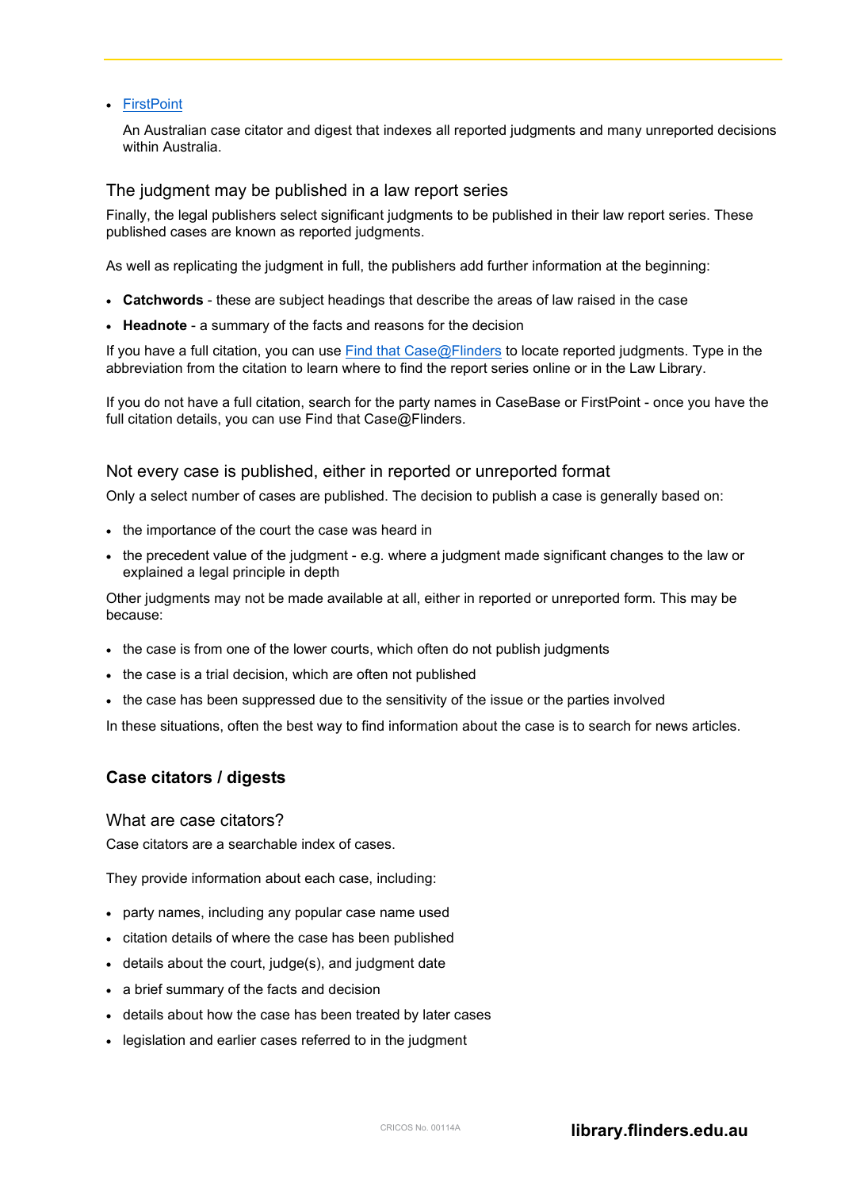- [FirstPoint]

  An Australian case citator and digest that indexes all reported judgments and many unreported decisions within Australia.

### The judgment may be published in a law report series

Finally, the legal publishers select significant judgments to be published in their law report series. These published cases are known as reported judgments.

As well as replicating the judgment in full, the publishers add further information at the beginning:

- **Catchwords** - these are subject headings that describe the areas of law raised in the case
- **Headnote** - a summary of the facts and reasons for the decision

If you have a full citation, you can use Find that Case@Flinders to locate reported judgments. Type in the abbreviation from the citation to learn where to find the report series online or in the Law Library.

If you do not have a full citation, search for the party names in CaseBase or FirstPoint - once you have the full citation details, you can use Find that Case@Flinders.

### Not every case is published, either in reported or unreported format

Only a select number of cases are published. The decision to publish a case is generally based on:

- the importance of the court the case was heard in
- the precedent value of the judgment - e.g. where a judgment made significant changes to the law or explained a legal principle in depth

Other judgments may not be made available at all, either in reported or unreported form. This may be because:

- the case is from one of the lower courts, which often do not publish judgments
- the case is a trial decision, which are often not published
- the case has been suppressed due to the sensitivity of the issue or the parties involved

In these situations, often the best way to find information about the case is to search for news articles.

## Case citators / digests

### What are case citators?

Case citators are a searchable index of cases.

They provide information about each case, including:

- party names, including any popular case name used
- citation details of where the case has been published
- details about the court, judge(s), and judgment date
- a brief summary of the facts and decision
- details about how the case has been treated by later cases
- legislation and earlier cases referred to in the judgment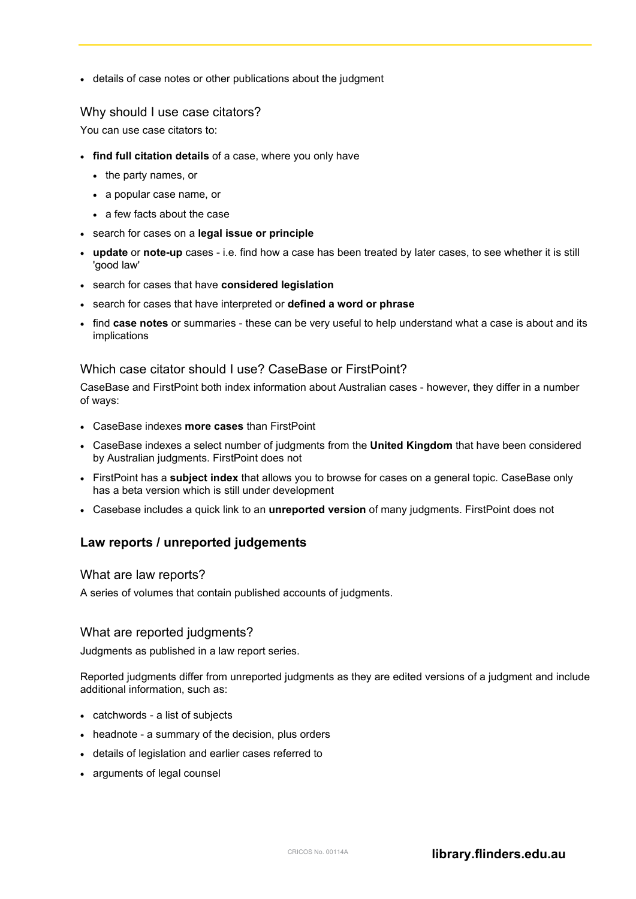- details of case notes or other publications about the judgment

### Why should I use case citators?

You can use case citators to:

- **find full citation details** of a case, where you only have
  - the party names, or
  - a popular case name, or
  - a few facts about the case
- search for cases on a **legal issue or principle**
- **update** or **note-up** cases - i.e. find how a case has been treated by later cases, to see whether it is still 'good law'
- search for cases that have **considered legislation**
- search for cases that have interpreted or **defined a word or phrase**
- find **case notes** or summaries - these can be very useful to help understand what a case is about and its implications

### Which case citator should I use? CaseBase or FirstPoint?

CaseBase and FirstPoint both index information about Australian cases - however, they differ in a number of ways:

- CaseBase indexes **more cases** than FirstPoint
- CaseBase indexes a select number of judgments from the **United Kingdom** that have been considered by Australian judgments. FirstPoint does not
- FirstPoint has a **subject index** that allows you to browse for cases on a general topic. CaseBase only has a beta version which is still under development
- Casebase includes a quick link to an **unreported version** of many judgments. FirstPoint does not

## Law reports / unreported judgements

### What are law reports?

A series of volumes that contain published accounts of judgments.

### What are reported judgments?

Judgments as published in a law report series.

Reported judgments differ from unreported judgments as they are edited versions of a judgment and include additional information, such as:

- catchwords - a list of subjects
- headnote - a summary of the decision, plus orders
- details of legislation and earlier cases referred to
- arguments of legal counsel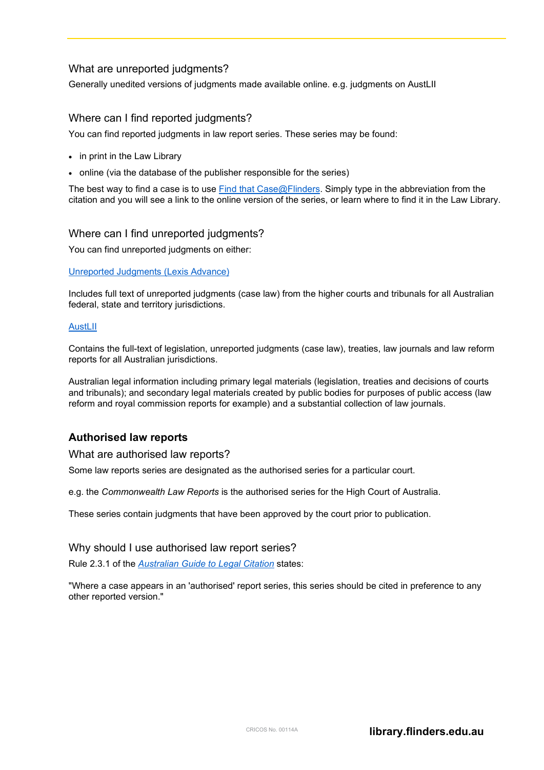### What are unreported judgments?

Generally unedited versions of judgments made available online. e.g. judgments on AustLII

### Where can I find reported judgments?

You can find reported judgments in law report series. These series may be found:

- in print in the Law Library
- online (via the database of the publisher responsible for the series)

The best way to find a case is to use Find that Case@Flinders. Simply type in the abbreviation from the citation and you will see a link to the online version of the series, or learn where to find it in the Law Library.

### Where can I find unreported judgments?

You can find unreported judgments on either:

Unreported Judgments (Lexis Advance)

Includes full text of unreported judgments (case law) from the higher courts and tribunals for all Australian federal, state and territory jurisdictions.

AustLII

Contains the full-text of legislation, unreported judgments (case law), treaties, law journals and law reform reports for all Australian jurisdictions.

Australian legal information including primary legal materials (legislation, treaties and decisions of courts and tribunals); and secondary legal materials created by public bodies for purposes of public access (law reform and royal commission reports for example) and a substantial collection of law journals.

## Authorised law reports

### What are authorised law reports?

Some law reports series are designated as the authorised series for a particular court.

e.g. the *Commonwealth Law Reports* is the authorised series for the High Court of Australia.

These series contain judgments that have been approved by the court prior to publication.

### Why should I use authorised law report series?

Rule 2.3.1 of the *Australian Guide to Legal Citation* states:

"Where a case appears in an 'authorised' report series, this series should be cited in preference to any other reported version."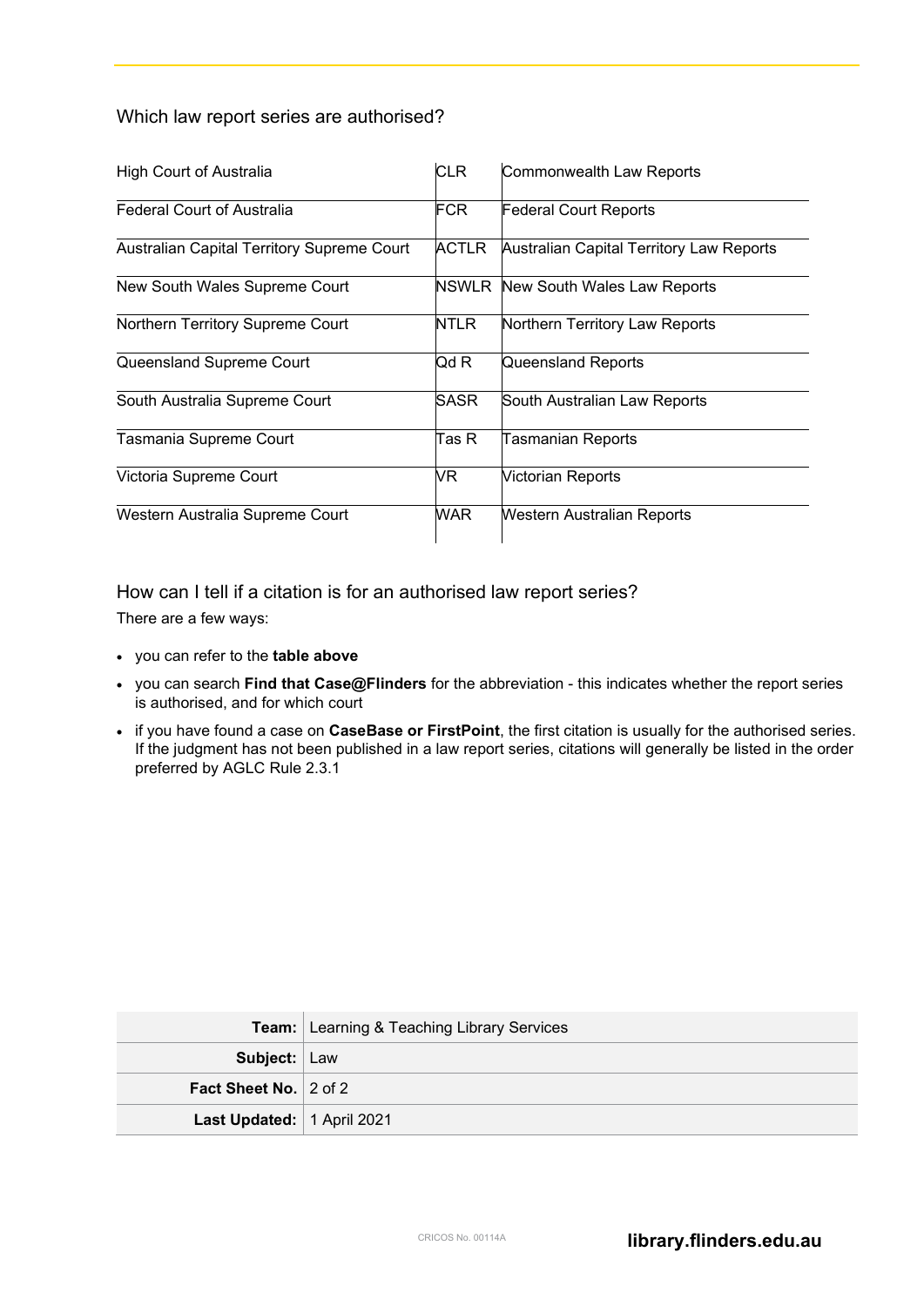## Which law report series are authorised?

| | | |
|---|---|---|
| High Court of Australia | CLR | Commonwealth Law Reports |
| Federal Court of Australia | FCR | Federal Court Reports |
| Australian Capital Territory Supreme Court | ACTLR | Australian Capital Territory Law Reports |
| New South Wales Supreme Court | NSWLR | New South Wales Law Reports |
| Northern Territory Supreme Court | NTLR | Northern Territory Law Reports |
| Queensland Supreme Court | Qd R | Queensland Reports |
| South Australia Supreme Court | SASR | South Australian Law Reports |
| Tasmania Supreme Court | Tas R | Tasmanian Reports |
| Victoria Supreme Court | VR | Victorian Reports |
| Western Australia Supreme Court | WAR | Western Australian Reports |

## How can I tell if a citation is for an authorised law report series?

There are a few ways:

- you can refer to the **table above**
- you can search **Find that Case@Flinders** for the abbreviation - this indicates whether the report series is authorised, and for which court
- if you have found a case on **CaseBase or FirstPoint**, the first citation is usually for the authorised series. If the judgment has not been published in a law report series, citations will generally be listed in the order preferred by AGLC Rule 2.3.1

| | |
|---|---|
| **Team:** | Learning & Teaching Library Services |
| **Subject:** | Law |
| **Fact Sheet No.** | 2 of 2 |
| **Last Updated:** | 1 April 2021 |

CRICOS No. 00114A

**library.flinders.edu.au**